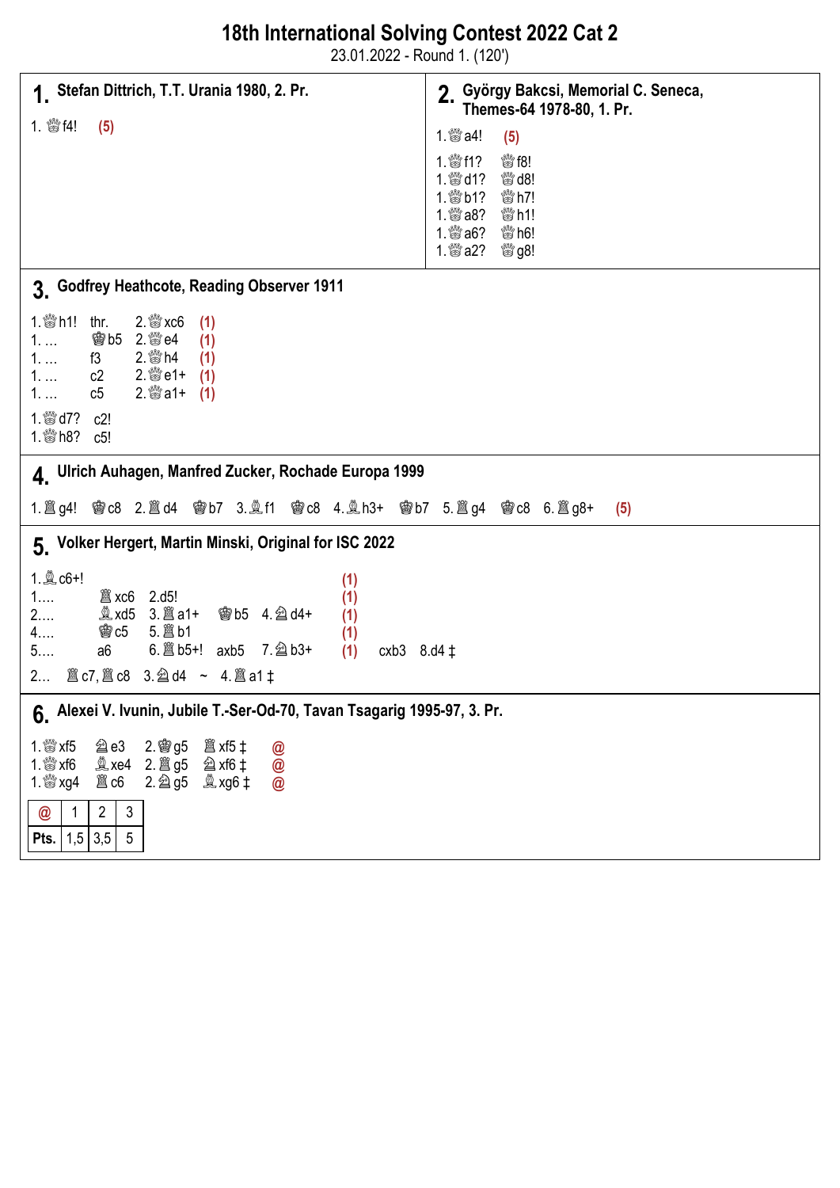# 18th International Solving Contest 2022 Cat 2

23.01.2022 - Round 1. (120')

## 1. Stefan Dittrich, T.T. Urania 1980, 2. Pr.

1. ♕f4! (5)

## 2. György Bakcsi, Memorial C. Seneca, Themes-64 1978-80, 1. Pr.

1. ♕a4! (5)

1. ♕f1? ♕f8!
1. ♕d1? ♕d8!
1. ♕b1? ♕h7!
1. ♕a8? ♕h1!
1. ♕a6? ♕h6!
1. ♕a2? ♕g8!

## 3. Godfrey Heathcote, Reading Observer 1911

1. ♕h1! thr. 2. ♕xc6 (1)
1. … ♚b5 2. ♕e4 (1)
1. … f3 2. ♕h4 (1)
1. … c2 2. ♕e1+ (1)
1. … c5 2. ♕a1+ (1)

1. ♕d7? c2!
1. ♕h8? c5!

## 4. Ulrich Auhagen, Manfred Zucker, Rochade Europa 1999

1. ♖g4! ♚c8 2. ♖d4 ♚b7 3. ♗f1 ♚c8 4. ♗h3+ ♚b7 5. ♖g4 ♚c8 6. ♖g8+ (5)

## 5. Volker Hergert, Martin Minski, Original for ISC 2022

1. ♗c6+! (1)
1.… ♖xc6 2.d5! (1)
2.… ♗xd5 3. ♖a1+ ♚b5 4. ♘d4+ (1)
4.… ♚c5 5. ♖b1 (1)
5.… a6 6. ♖b5+! axb5 7. ♘b3+ (1) cxb3 8.d4 ‡

2… ♖c7, ♖c8 3. ♘d4 ~ 4. ♖a1 ‡

## 6. Alexei V. Ivunin, Jubile T.-Ser-Od-70, Tavan Tsagarig 1995-97, 3. Pr.

1. ♕xf5 ♘e3 2. ♚g5 ♖xf5 ‡ @
1. ♕xf6 ♗xe4 2. ♖g5 ♘xf6 ‡ @
1. ♕xg4 ♖c6 2. ♘g5 ♗xg6 ‡ @

| @ | 1 | 2 | 3 |
|---|---|---|---|
| Pts. | 1,5 | 3,5 | 5 |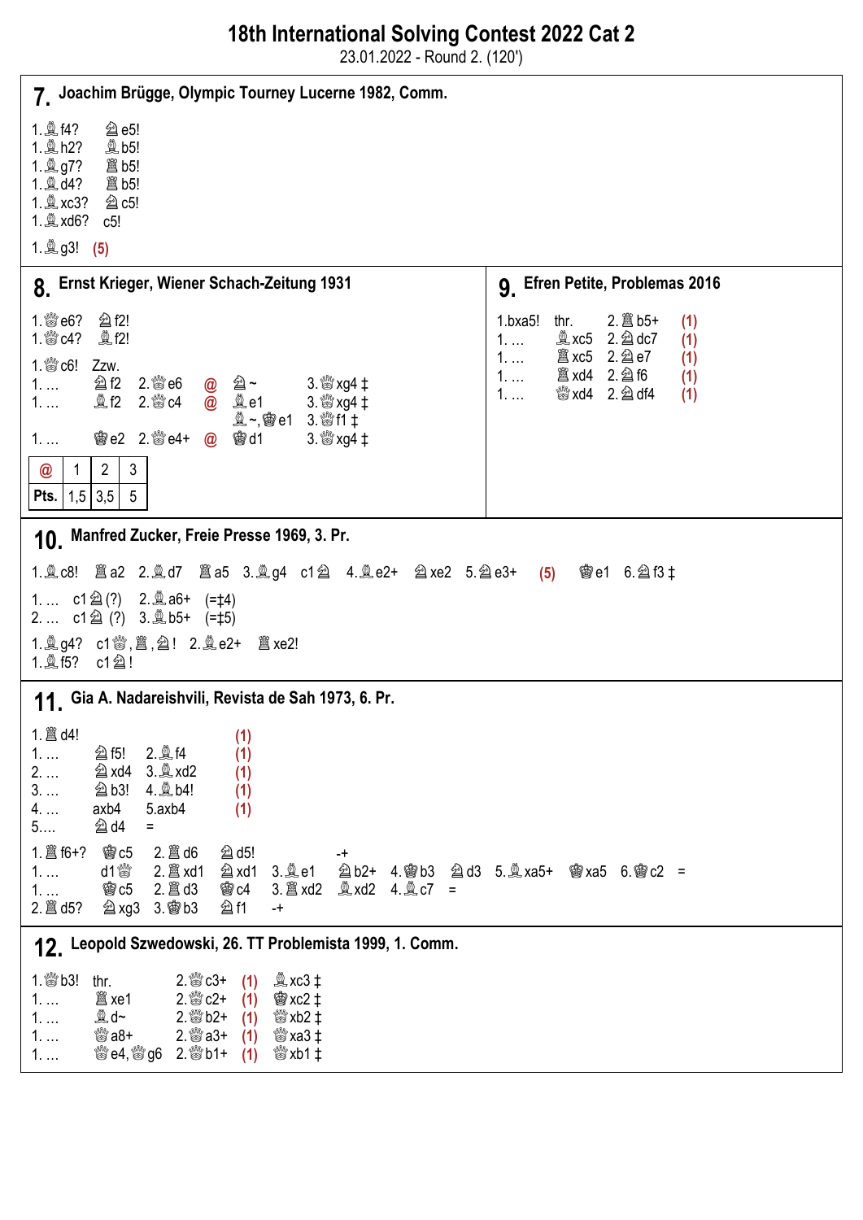# 18th International Solving Contest 2022 Cat 2

23.01.2022 - Round 2. (120')

## 7. Joachim Brügge, Olympic Tourney Lucerne 1982, Comm.

1.♗f4? ♘e5!
1.♗h2? ♗b5!
1.♗g7? ♖b5!
1.♗d4? ♖b5!
1.♗xc3? ♘c5!
1.♗xd6? c5!

1.♗g3! **(5)**

## 8. Ernst Krieger, Wiener Schach-Zeitung 1931

1.♕e6? ♘f2!
1.♕c4? ♗f2!

1.♕c6! Zzw.

| | | | | | |
|---|---|---|---|---|---|
| 1. … | ♘f2 | 2.♕e6 | @ | ♘~ | 3.♕xg4 ‡ |
| 1. … | ♗f2 | 2.♕c4 | @ | ♗e1 | 3.♕xg4 ‡ |
| | | | | ♗~, ♔e1 | 3.♕f1 ‡ |
| 1. … | ♔e2 | 2.♕e4+ | @ | ♔d1 | 3.♕xg4 ‡ |

| @ | 1 | 2 | 3 |
|---|---|---|---|
| Pts. | 1,5 | 3,5 | 5 |

## 9. Efren Petite, Problemas 2016

| | | | |
|---|---|---|---|
| 1.bxa5! | thr. | 2.♖b5+ | (1) |
| 1. … | ♗xc5 | 2.♘dc7 | (1) |
| 1. … | ♖xc5 | 2.♘e7 | (1) |
| 1. … | ♖xd4 | 2.♘f6 | (1) |
| 1. … | ♕xd4 | 2.♘df4 | (1) |

## 10. Manfred Zucker, Freie Presse 1969, 3. Pr.

1.♗c8! ♖a2 2.♗d7 ♖a5 3.♗g4 c1♘ 4.♗e2+ ♘xe2 5.♘e3+ **(5)** ♔e1 6.♘f3 ‡

1. … c1♘(?) 2.♗a6+ (=‡4)
2. … c1♘ (?) 3.♗b5+ (=‡5)

1.♗g4? c1♕, ♖, ♘! 2.♗e2+ ♖xe2!
1.♗f5? c1♘!

## 11. Gia A. Nadareishvili, Revista de Sah 1973, 6. Pr.

| | | | |
|---|---|---|---|
| 1.♖d4! | | | (1) |
| 1. … | ♘f5! | 2.♗f4 | (1) |
| 2. … | ♘xd4 | 3.♗xd2 | (1) |
| 3. … | ♘b3! | 4.♗b4! | (1) |
| 4. … | axb4 | 5.axb4 | (1) |
| 5.… | ♘d4 | = | |

1.♖f6+? ♔c5 2.♖d6 ♘d5! -+
1. … d1♕ 2.♖xd1 ♘xd1 3.♗e1 ♘b2+ 4.♔b3 ♘d3 5.♗xa5+ ♔xa5 6.♔c2 =
1. … ♔c5 2.♖d3 ♔c4 3.♖xd2 ♗xd2 4.♗c7 =
2.♖d5? ♘xg3 3.♔b3 ♘f1 -+

## 12. Leopold Szwedowski, 26. TT Problemista 1999, 1. Comm.

| | | | | |
|---|---|---|---|---|
| 1.♕b3! | thr. | 2.♕c3+ | (1) | ♗xc3 ‡ |
| 1. … | ♖xe1 | 2.♕c2+ | (1) | ♔xc2 ‡ |
| 1. … | ♗d~ | 2.♕b2+ | (1) | ♕xb2 ‡ |
| 1. … | ♕a8+ | 2.♕a3+ | (1) | ♕xa3 ‡ |
| 1. … | ♕e4, ♕g6 | 2.♕b1+ | (1) | ♕xb1 ‡ |